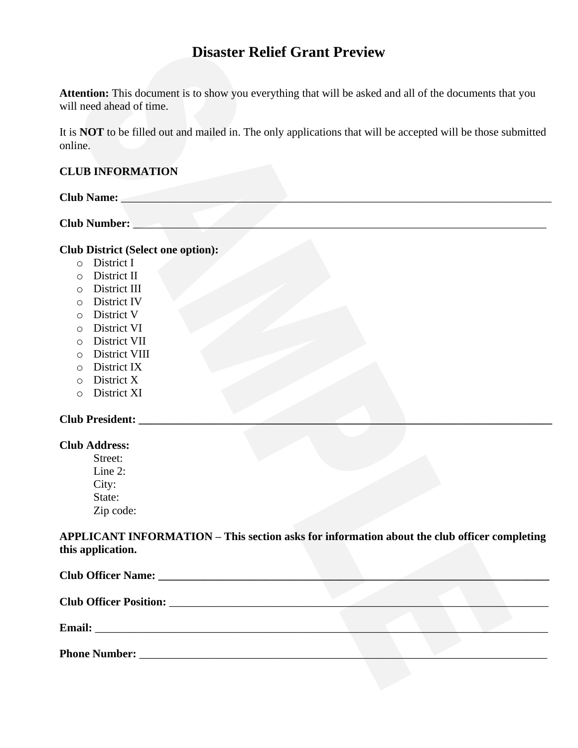# Disaster Relief Grant Preview

**Attention:** This document is to show you everything that will be asked and all of the documents that you will need ahead of time.

It is **NOT** to be filled out and mailed in. The only applications that will be accepted will be those submitted online.

**CLUB INFORMATION**

**Club Name:** ___________________________________________________________________________

**Club Number:** _________________________________________________________________________

**Club District (Select one option):**

- District I
- District II
- District III
- District IV
- District V
- District VI
- District VII
- District VIII
- District IX
- District X
- District XI

**Club President:** ________________________________________________________________________

**Club Address:**

Street:
Line 2:
City:
State:
Zip code:

**APPLICANT INFORMATION – This section asks for information about the club officer completing this application.**

**Club Officer Name:** _____________________________________________________________________

**Club Officer Position:** ___________________________________________________________________

**Email:** _______________________________________________________________________________

**Phone Number:** _______________________________________________________________________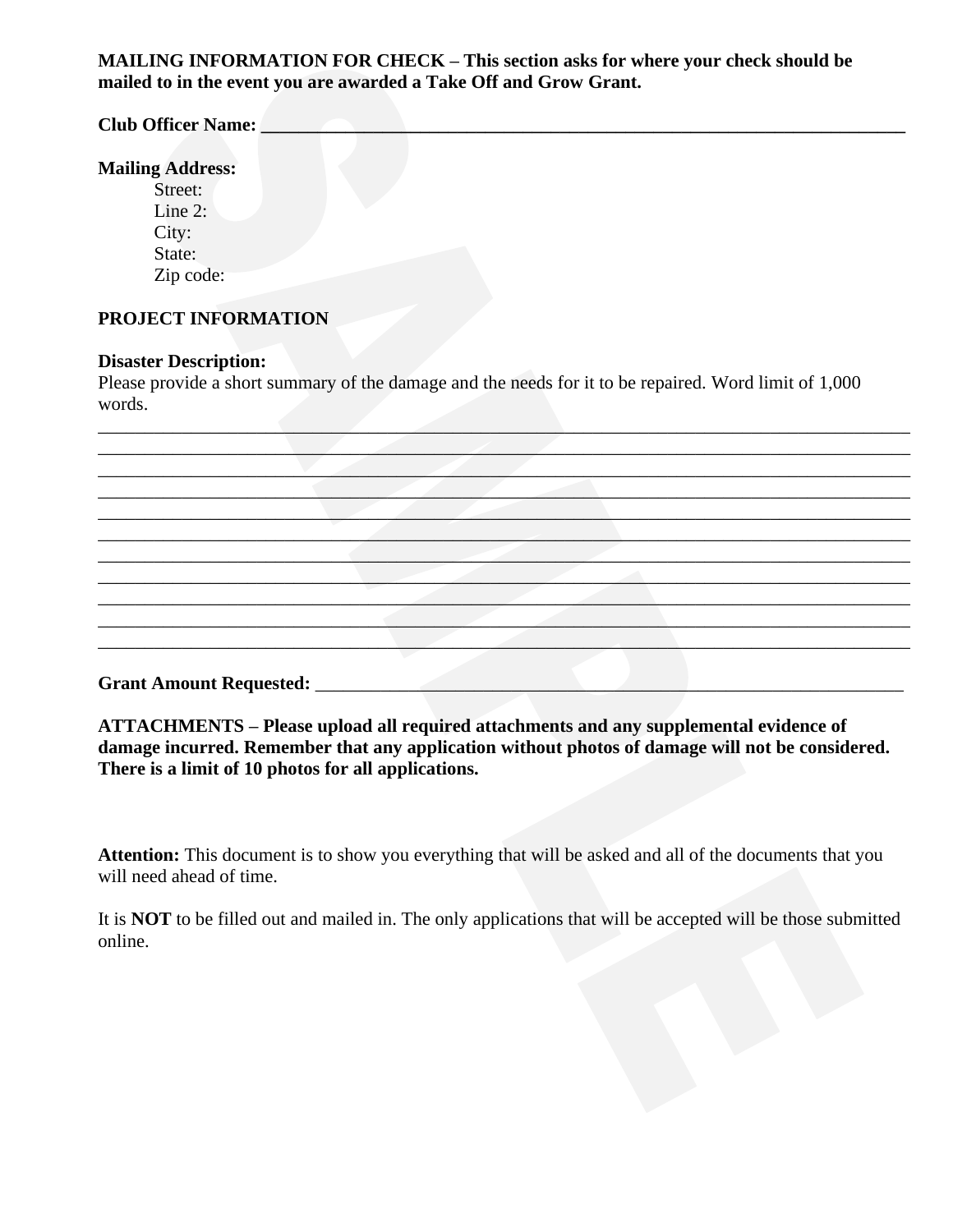**MAILING INFORMATION FOR CHECK – This section asks for where your check should be mailed to in the event you are awarded a Take Off and Grow Grant.**

**Club Officer Name:** ___________________________________________________________________________

**Mailing Address:**

Street:
Line 2:
City:
State:
Zip code:

**PROJECT INFORMATION**

**Disaster Description:**

Please provide a short summary of the damage and the needs for it to be repaired. Word limit of 1,000 words.

_____________________________________________________________________________________
_____________________________________________________________________________________
_____________________________________________________________________________________
_____________________________________________________________________________________
_____________________________________________________________________________________
_____________________________________________________________________________________
_____________________________________________________________________________________
_____________________________________________________________________________________
_____________________________________________________________________________________
_____________________________________________________________________________________
_____________________________________________________________________________________

**Grant Amount Requested:** ____________________________________________________________________

**ATTACHMENTS – Please upload all required attachments and any supplemental evidence of damage incurred. Remember that any application without photos of damage will not be considered. There is a limit of 10 photos for all applications.**

**Attention:** This document is to show you everything that will be asked and all of the documents that you will need ahead of time.

It is **NOT** to be filled out and mailed in. The only applications that will be accepted will be those submitted online.